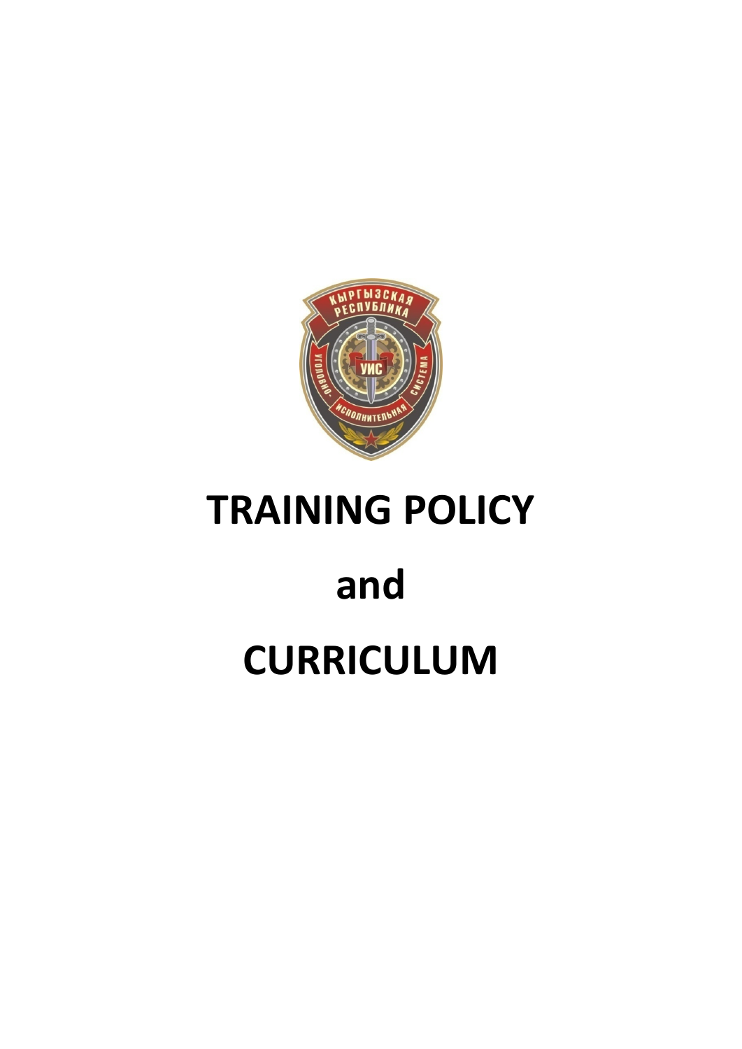# TRAINING POLICY

# and

# CURRICULUM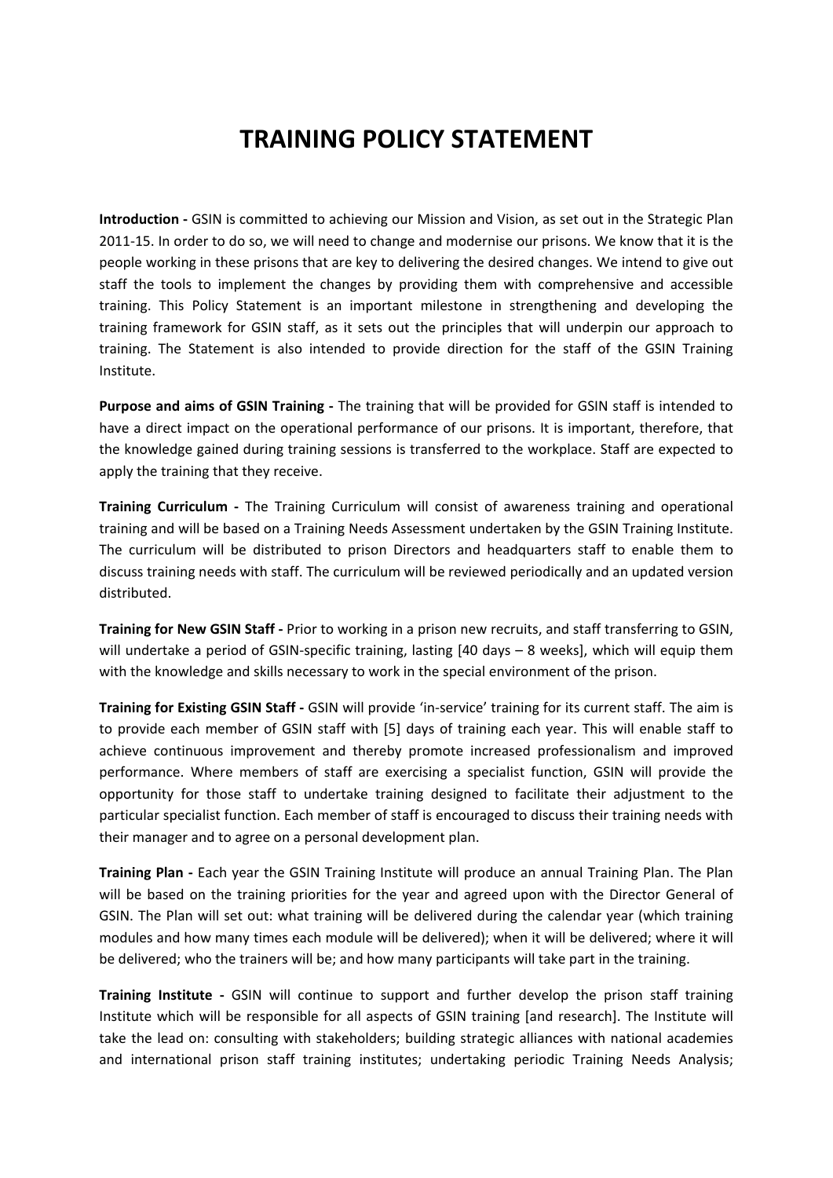# TRAINING POLICY STATEMENT

**Introduction -** GSIN is committed to achieving our Mission and Vision, as set out in the Strategic Plan 2011-15. In order to do so, we will need to change and modernise our prisons. We know that it is the people working in these prisons that are key to delivering the desired changes. We intend to give out staff the tools to implement the changes by providing them with comprehensive and accessible training. This Policy Statement is an important milestone in strengthening and developing the training framework for GSIN staff, as it sets out the principles that will underpin our approach to training. The Statement is also intended to provide direction for the staff of the GSIN Training Institute.

**Purpose and aims of GSIN Training -** The training that will be provided for GSIN staff is intended to have a direct impact on the operational performance of our prisons. It is important, therefore, that the knowledge gained during training sessions is transferred to the workplace. Staff are expected to apply the training that they receive.

**Training Curriculum -** The Training Curriculum will consist of awareness training and operational training and will be based on a Training Needs Assessment undertaken by the GSIN Training Institute. The curriculum will be distributed to prison Directors and headquarters staff to enable them to discuss training needs with staff. The curriculum will be reviewed periodically and an updated version distributed.

**Training for New GSIN Staff -** Prior to working in a prison new recruits, and staff transferring to GSIN, will undertake a period of GSIN-specific training, lasting [40 days – 8 weeks], which will equip them with the knowledge and skills necessary to work in the special environment of the prison.

**Training for Existing GSIN Staff -** GSIN will provide 'in-service' training for its current staff. The aim is to provide each member of GSIN staff with [5] days of training each year. This will enable staff to achieve continuous improvement and thereby promote increased professionalism and improved performance. Where members of staff are exercising a specialist function, GSIN will provide the opportunity for those staff to undertake training designed to facilitate their adjustment to the particular specialist function. Each member of staff is encouraged to discuss their training needs with their manager and to agree on a personal development plan.

**Training Plan -** Each year the GSIN Training Institute will produce an annual Training Plan. The Plan will be based on the training priorities for the year and agreed upon with the Director General of GSIN. The Plan will set out: what training will be delivered during the calendar year (which training modules and how many times each module will be delivered); when it will be delivered; where it will be delivered; who the trainers will be; and how many participants will take part in the training.

**Training Institute -** GSIN will continue to support and further develop the prison staff training Institute which will be responsible for all aspects of GSIN training [and research]. The Institute will take the lead on: consulting with stakeholders; building strategic alliances with national academies and international prison staff training institutes; undertaking periodic Training Needs Analysis;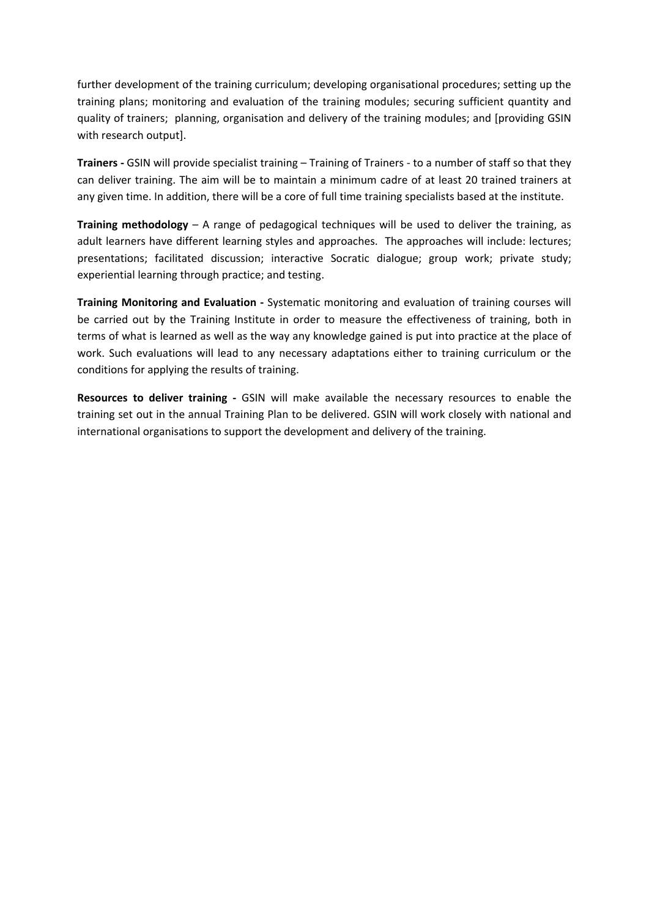further development of the training curriculum; developing organisational procedures; setting up the training plans; monitoring and evaluation of the training modules; securing sufficient quantity and quality of trainers; planning, organisation and delivery of the training modules; and [providing GSIN with research output].

**Trainers -** GSIN will provide specialist training – Training of Trainers - to a number of staff so that they can deliver training. The aim will be to maintain a minimum cadre of at least 20 trained trainers at any given time. In addition, there will be a core of full time training specialists based at the institute.

**Training methodology** – A range of pedagogical techniques will be used to deliver the training, as adult learners have different learning styles and approaches. The approaches will include: lectures; presentations; facilitated discussion; interactive Socratic dialogue; group work; private study; experiential learning through practice; and testing.

**Training Monitoring and Evaluation -** Systematic monitoring and evaluation of training courses will be carried out by the Training Institute in order to measure the effectiveness of training, both in terms of what is learned as well as the way any knowledge gained is put into practice at the place of work. Such evaluations will lead to any necessary adaptations either to training curriculum or the conditions for applying the results of training.

**Resources to deliver training -** GSIN will make available the necessary resources to enable the training set out in the annual Training Plan to be delivered. GSIN will work closely with national and international organisations to support the development and delivery of the training.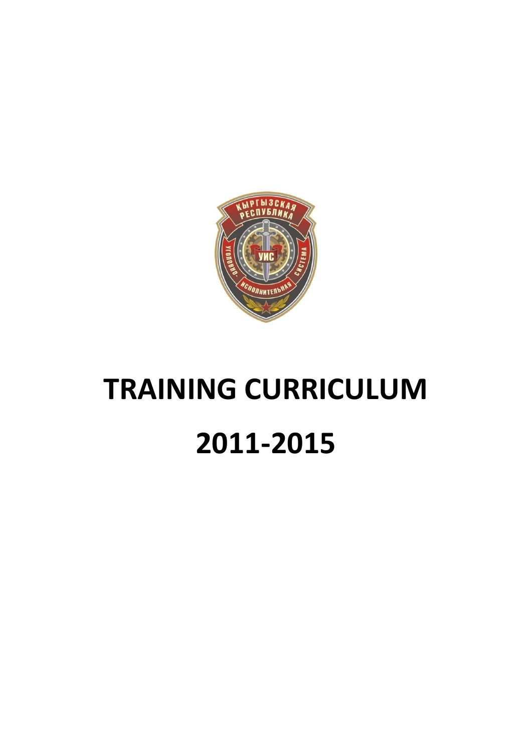# TRAINING CURRICULUM

# 2011-2015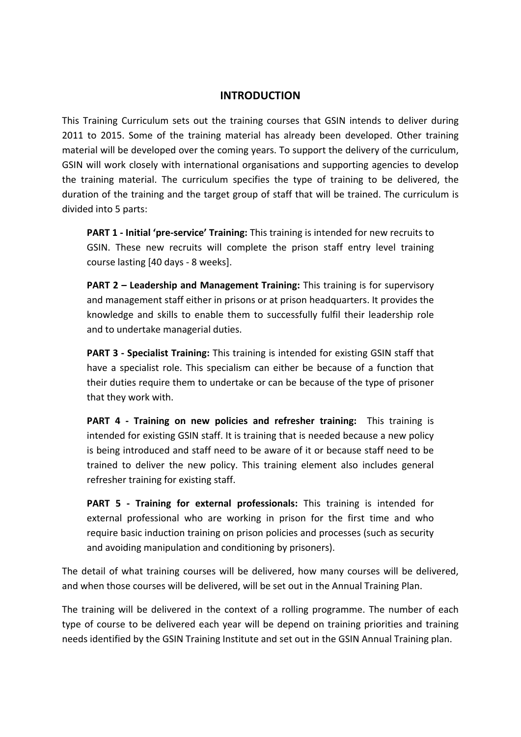## INTRODUCTION

This Training Curriculum sets out the training courses that GSIN intends to deliver during 2011 to 2015. Some of the training material has already been developed. Other training material will be developed over the coming years. To support the delivery of the curriculum, GSIN will work closely with international organisations and supporting agencies to develop the training material. The curriculum specifies the type of training to be delivered, the duration of the training and the target group of staff that will be trained. The curriculum is divided into 5 parts:

**PART 1 - Initial 'pre-service' Training:** This training is intended for new recruits to GSIN. These new recruits will complete the prison staff entry level training course lasting [40 days - 8 weeks].

**PART 2 – Leadership and Management Training:** This training is for supervisory and management staff either in prisons or at prison headquarters. It provides the knowledge and skills to enable them to successfully fulfil their leadership role and to undertake managerial duties.

**PART 3 - Specialist Training:** This training is intended for existing GSIN staff that have a specialist role. This specialism can either be because of a function that their duties require them to undertake or can be because of the type of prisoner that they work with.

**PART 4 - Training on new policies and refresher training:** This training is intended for existing GSIN staff. It is training that is needed because a new policy is being introduced and staff need to be aware of it or because staff need to be trained to deliver the new policy. This training element also includes general refresher training for existing staff.

**PART 5 - Training for external professionals:** This training is intended for external professional who are working in prison for the first time and who require basic induction training on prison policies and processes (such as security and avoiding manipulation and conditioning by prisoners).

The detail of what training courses will be delivered, how many courses will be delivered, and when those courses will be delivered, will be set out in the Annual Training Plan.

The training will be delivered in the context of a rolling programme. The number of each type of course to be delivered each year will be depend on training priorities and training needs identified by the GSIN Training Institute and set out in the GSIN Annual Training plan.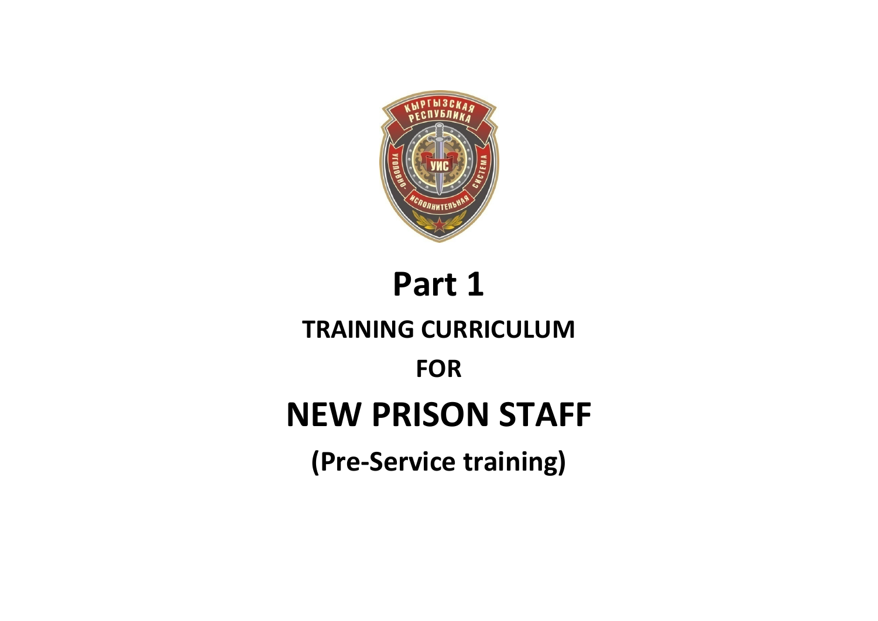# Part 1

## TRAINING CURRICULUM

## FOR

# NEW PRISON STAFF

## (Pre-Service training)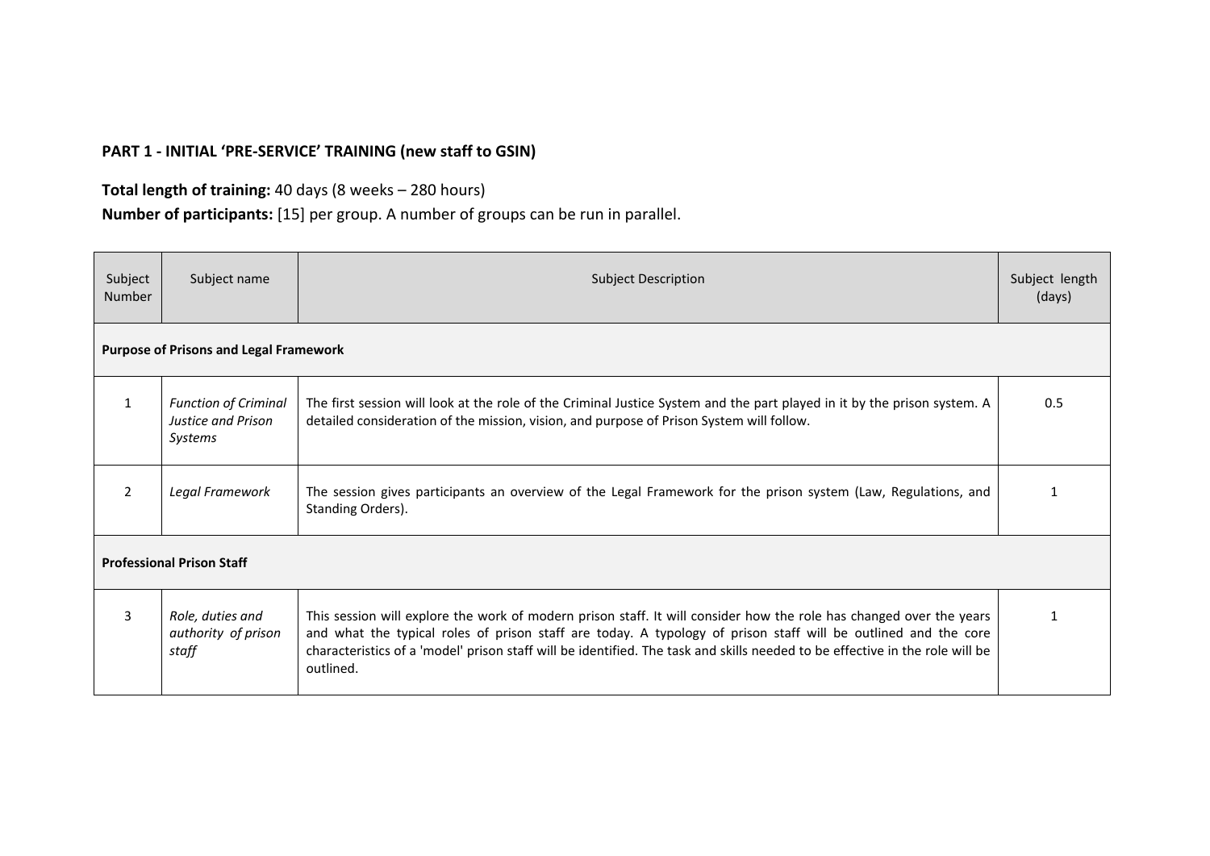**PART 1 - INITIAL 'PRE-SERVICE' TRAINING (new staff to GSIN)**

**Total length of training:** 40 days (8 weeks – 280 hours)
**Number of participants:** [15] per group. A number of groups can be run in parallel.

| Subject Number | Subject name | Subject Description | Subject length (days) |
|---|---|---|---|
| **Purpose of Prisons and Legal Framework** | | | |
| 1 | *Function of Criminal Justice and Prison Systems* | The first session will look at the role of the Criminal Justice System and the part played in it by the prison system. A detailed consideration of the mission, vision, and purpose of Prison System will follow. | 0.5 |
| 2 | *Legal Framework* | The session gives participants an overview of the Legal Framework for the prison system (Law, Regulations, and Standing Orders). | 1 |
| **Professional Prison Staff** | | | |
| 3 | *Role, duties and authority of prison staff* | This session will explore the work of modern prison staff. It will consider how the role has changed over the years and what the typical roles of prison staff are today. A typology of prison staff will be outlined and the core characteristics of a 'model' prison staff will be identified. The task and skills needed to be effective in the role will be outlined. | 1 |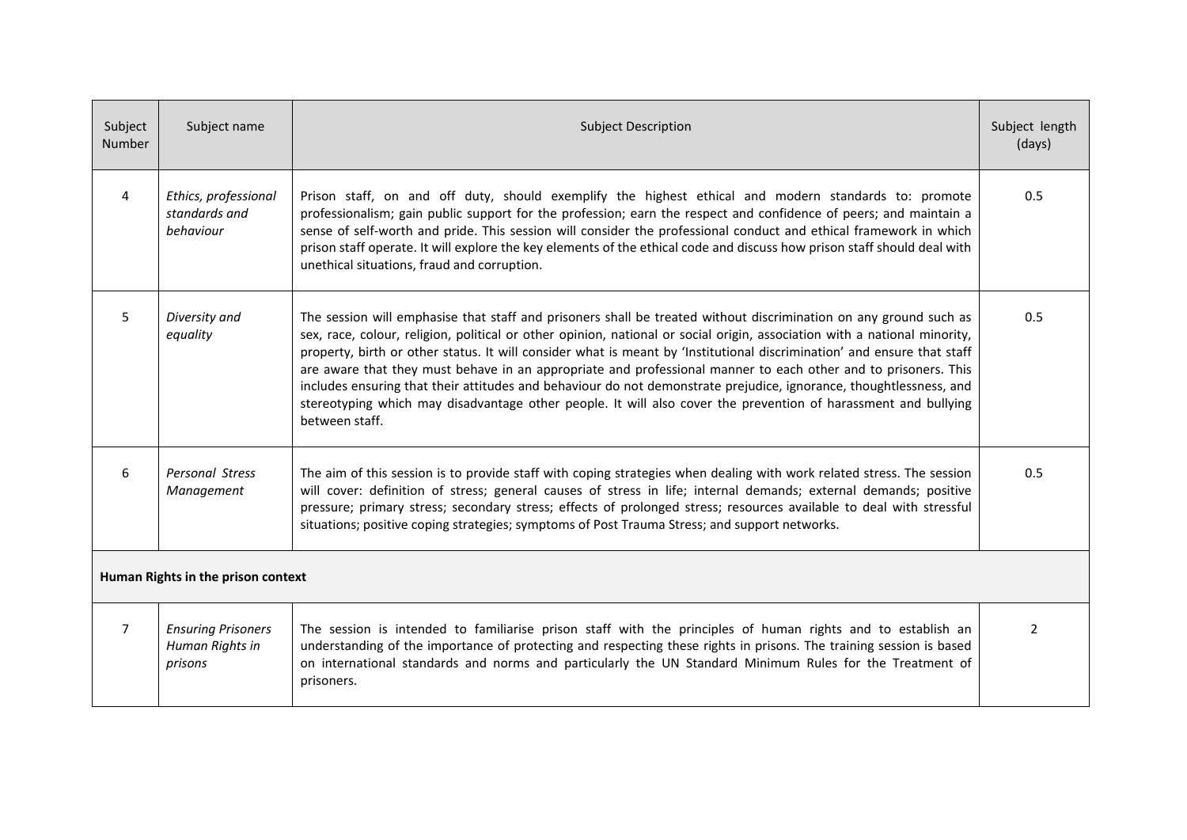| Subject Number | Subject name | Subject Description | Subject length (days) |
|---|---|---|---|
| 4 | *Ethics, professional standards and behaviour* | Prison staff, on and off duty, should exemplify the highest ethical and modern standards to: promote professionalism; gain public support for the profession; earn the respect and confidence of peers; and maintain a sense of self-worth and pride. This session will consider the professional conduct and ethical framework in which prison staff operate. It will explore the key elements of the ethical code and discuss how prison staff should deal with unethical situations, fraud and corruption. | 0.5 |
| 5 | *Diversity and equality* | The session will emphasise that staff and prisoners shall be treated without discrimination on any ground such as sex, race, colour, religion, political or other opinion, national or social origin, association with a national minority, property, birth or other status. It will consider what is meant by 'Institutional discrimination' and ensure that staff are aware that they must behave in an appropriate and professional manner to each other and to prisoners. This includes ensuring that their attitudes and behaviour do not demonstrate prejudice, ignorance, thoughtlessness, and stereotyping which may disadvantage other people. It will also cover the prevention of harassment and bullying between staff. | 0.5 |
| 6 | *Personal Stress Management* | The aim of this session is to provide staff with coping strategies when dealing with work related stress. The session will cover: definition of stress; general causes of stress in life; internal demands; external demands; positive pressure; primary stress; secondary stress; effects of prolonged stress; resources available to deal with stressful situations; positive coping strategies; symptoms of Post Trauma Stress; and support networks. | 0.5 |
| **Human Rights in the prison context** | | | |
| 7 | *Ensuring Prisoners Human Rights in prisons* | The session is intended to familiarise prison staff with the principles of human rights and to establish an understanding of the importance of protecting and respecting these rights in prisons. The training session is based on international standards and norms and particularly the UN Standard Minimum Rules for the Treatment of prisoners. | 2 |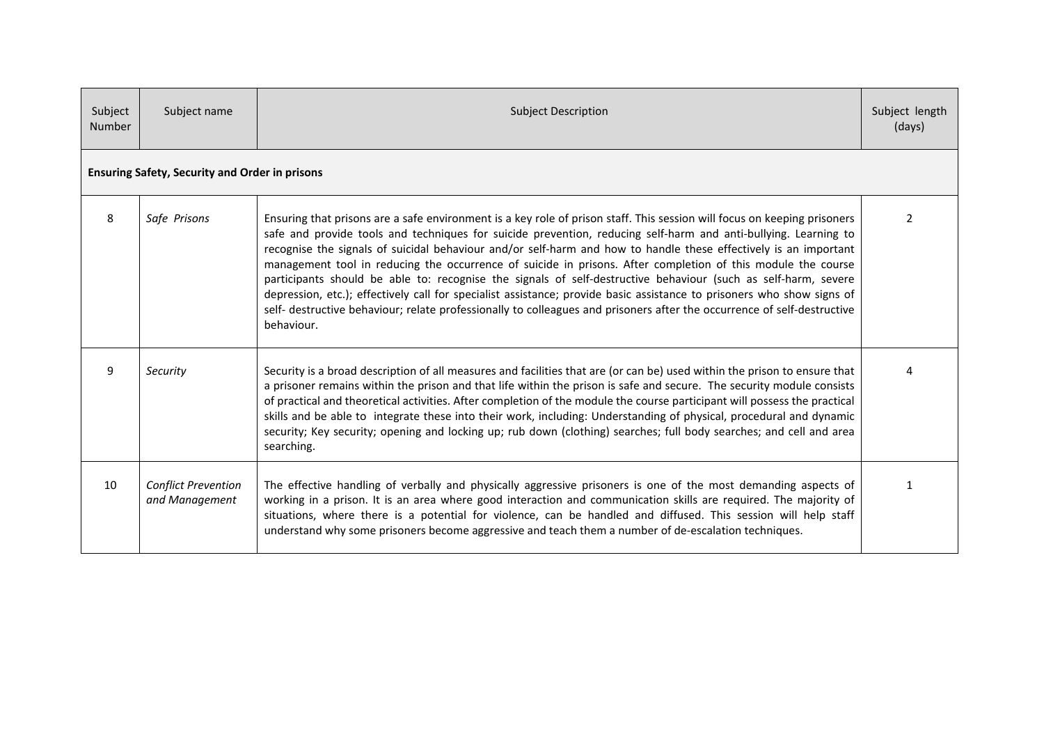| Subject Number | Subject name | Subject Description | Subject length (days) |
|---|---|---|---|
| **Ensuring Safety, Security and Order in prisons** | | | |
| 8 | *Safe Prisons* | Ensuring that prisons are a safe environment is a key role of prison staff. This session will focus on keeping prisoners safe and provide tools and techniques for suicide prevention, reducing self-harm and anti-bullying. Learning to recognise the signals of suicidal behaviour and/or self-harm and how to handle these effectively is an important management tool in reducing the occurrence of suicide in prisons. After completion of this module the course participants should be able to: recognise the signals of self-destructive behaviour (such as self-harm, severe depression, etc.); effectively call for specialist assistance; provide basic assistance to prisoners who show signs of self- destructive behaviour; relate professionally to colleagues and prisoners after the occurrence of self-destructive behaviour. | 2 |
| 9 | *Security* | Security is a broad description of all measures and facilities that are (or can be) used within the prison to ensure that a prisoner remains within the prison and that life within the prison is safe and secure. The security module consists of practical and theoretical activities. After completion of the module the course participant will possess the practical skills and be able to integrate these into their work, including: Understanding of physical, procedural and dynamic security; Key security; opening and locking up; rub down (clothing) searches; full body searches; and cell and area searching. | 4 |
| 10 | *Conflict Prevention and Management* | The effective handling of verbally and physically aggressive prisoners is one of the most demanding aspects of working in a prison. It is an area where good interaction and communication skills are required. The majority of situations, where there is a potential for violence, can be handled and diffused. This session will help staff understand why some prisoners become aggressive and teach them a number of de-escalation techniques. | 1 |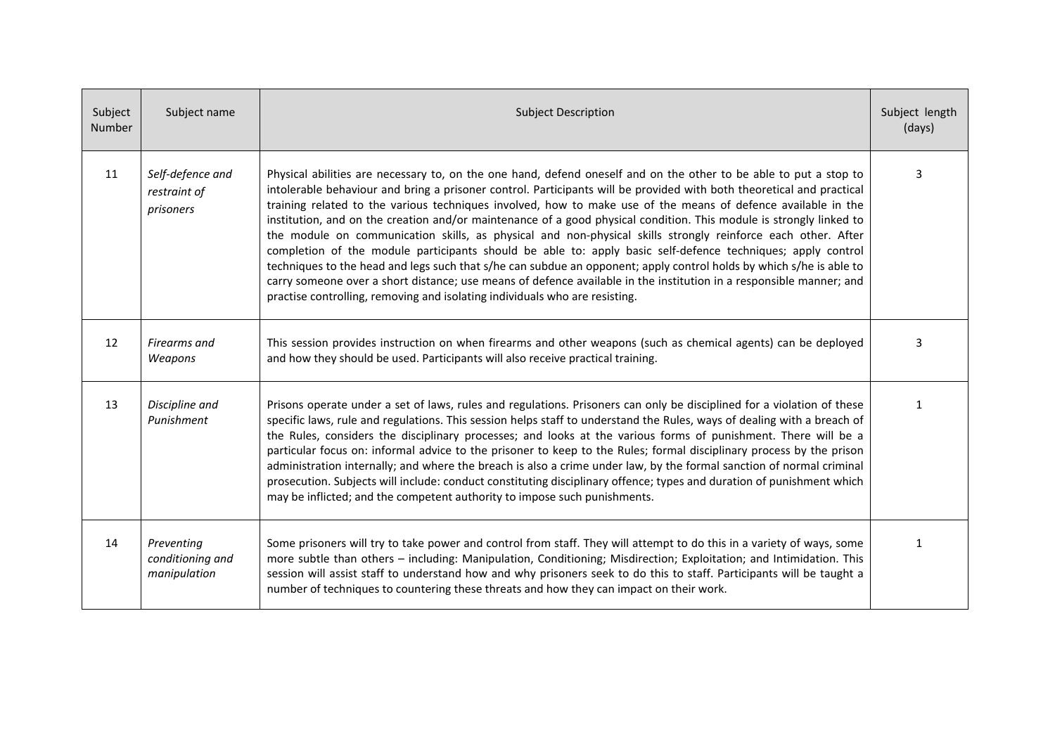| Subject Number | Subject name | Subject Description | Subject length (days) |
|---|---|---|---|
| 11 | *Self-defence and restraint of prisoners* | Physical abilities are necessary to, on the one hand, defend oneself and on the other to be able to put a stop to intolerable behaviour and bring a prisoner control. Participants will be provided with both theoretical and practical training related to the various techniques involved, how to make use of the means of defence available in the institution, and on the creation and/or maintenance of a good physical condition. This module is strongly linked to the module on communication skills, as physical and non-physical skills strongly reinforce each other. After completion of the module participants should be able to: apply basic self-defence techniques; apply control techniques to the head and legs such that s/he can subdue an opponent; apply control holds by which s/he is able to carry someone over a short distance; use means of defence available in the institution in a responsible manner; and practise controlling, removing and isolating individuals who are resisting. | 3 |
| 12 | *Firearms and Weapons* | This session provides instruction on when firearms and other weapons (such as chemical agents) can be deployed and how they should be used. Participants will also receive practical training. | 3 |
| 13 | *Discipline and Punishment* | Prisons operate under a set of laws, rules and regulations. Prisoners can only be disciplined for a violation of these specific laws, rule and regulations. This session helps staff to understand the Rules, ways of dealing with a breach of the Rules, considers the disciplinary processes; and looks at the various forms of punishment. There will be a particular focus on: informal advice to the prisoner to keep to the Rules; formal disciplinary process by the prison administration internally; and where the breach is also a crime under law, by the formal sanction of normal criminal prosecution. Subjects will include: conduct constituting disciplinary offence; types and duration of punishment which may be inflicted; and the competent authority to impose such punishments. | 1 |
| 14 | *Preventing conditioning and manipulation* | Some prisoners will try to take power and control from staff. They will attempt to do this in a variety of ways, some more subtle than others – including: Manipulation, Conditioning; Misdirection; Exploitation; and Intimidation. This session will assist staff to understand how and why prisoners seek to do this to staff. Participants will be taught a number of techniques to countering these threats and how they can impact on their work. | 1 |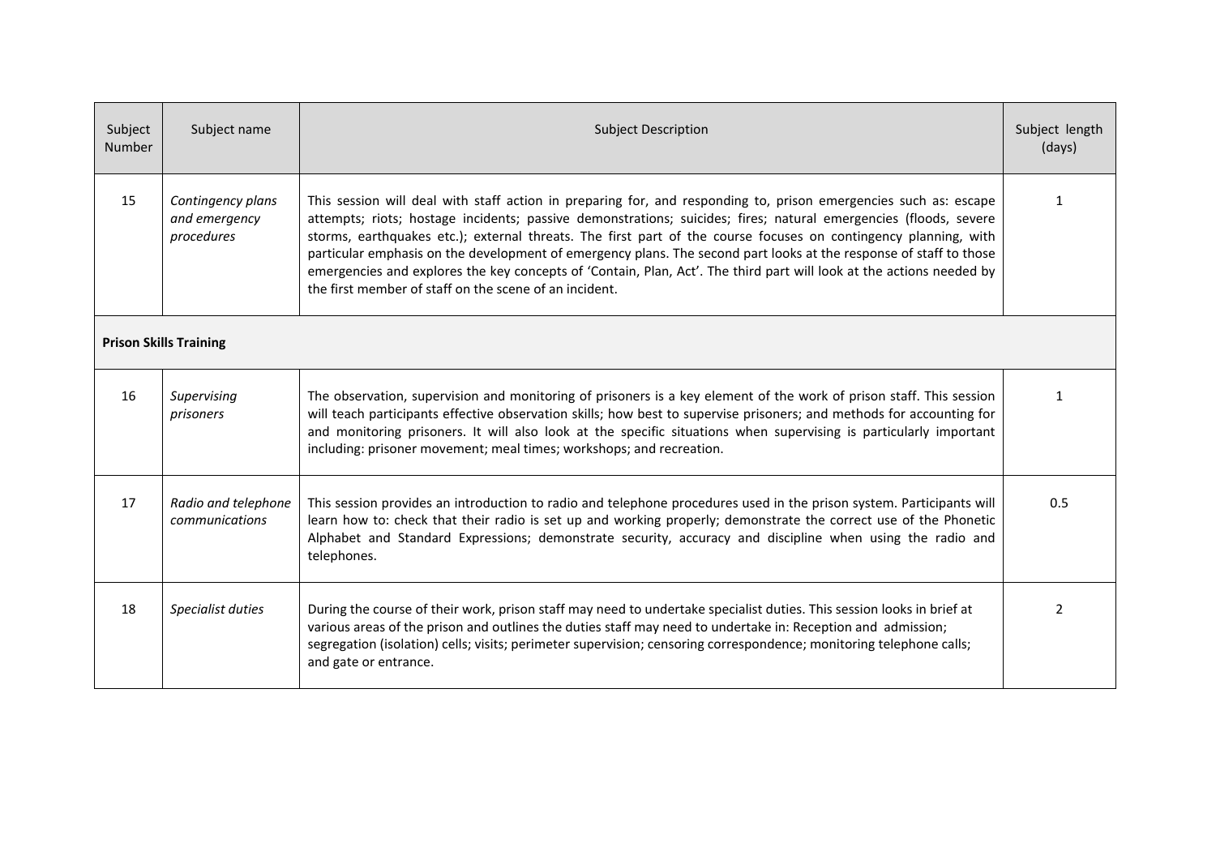| Subject Number | Subject name | Subject Description | Subject length (days) |
|---|---|---|---|
| 15 | *Contingency plans and emergency procedures* | This session will deal with staff action in preparing for, and responding to, prison emergencies such as: escape attempts; riots; hostage incidents; passive demonstrations; suicides; fires; natural emergencies (floods, severe storms, earthquakes etc.); external threats. The first part of the course focuses on contingency planning, with particular emphasis on the development of emergency plans. The second part looks at the response of staff to those emergencies and explores the key concepts of 'Contain, Plan, Act'. The third part will look at the actions needed by the first member of staff on the scene of an incident. | 1 |
| **Prison Skills Training** | | | |
| 16 | *Supervising prisoners* | The observation, supervision and monitoring of prisoners is a key element of the work of prison staff. This session will teach participants effective observation skills; how best to supervise prisoners; and methods for accounting for and monitoring prisoners. It will also look at the specific situations when supervising is particularly important including: prisoner movement; meal times; workshops; and recreation. | 1 |
| 17 | *Radio and telephone communications* | This session provides an introduction to radio and telephone procedures used in the prison system. Participants will learn how to: check that their radio is set up and working properly; demonstrate the correct use of the Phonetic Alphabet and Standard Expressions; demonstrate security, accuracy and discipline when using the radio and telephones. | 0.5 |
| 18 | *Specialist duties* | During the course of their work, prison staff may need to undertake specialist duties. This session looks in brief at various areas of the prison and outlines the duties staff may need to undertake in: Reception and admission; segregation (isolation) cells; visits; perimeter supervision; censoring correspondence; monitoring telephone calls; and gate or entrance. | 2 |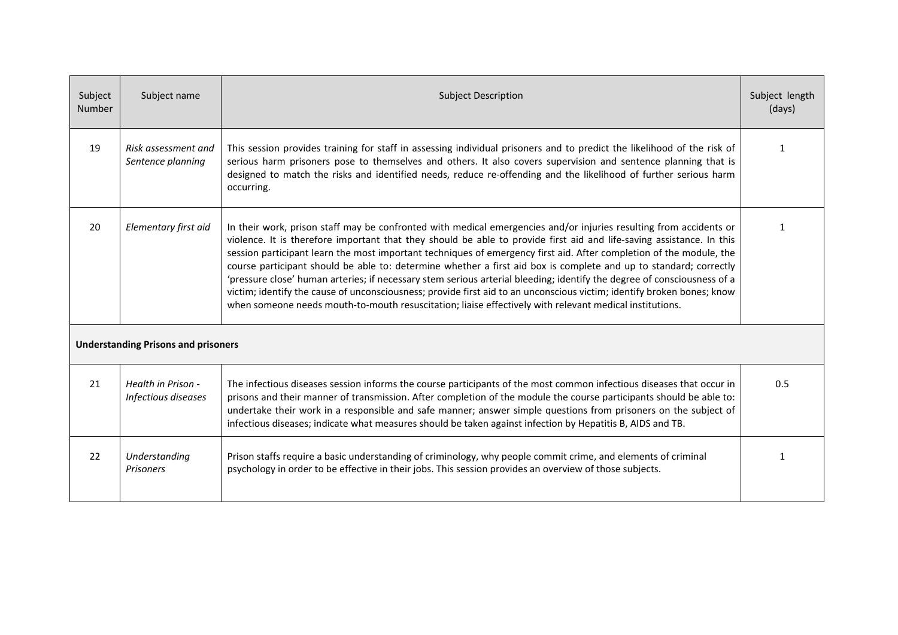| Subject Number | Subject name | Subject Description | Subject length (days) |
|---|---|---|---|
| 19 | *Risk assessment and Sentence planning* | This session provides training for staff in assessing individual prisoners and to predict the likelihood of the risk of serious harm prisoners pose to themselves and others. It also covers supervision and sentence planning that is designed to match the risks and identified needs, reduce re-offending and the likelihood of further serious harm occurring. | 1 |
| 20 | *Elementary first aid* | In their work, prison staff may be confronted with medical emergencies and/or injuries resulting from accidents or violence. It is therefore important that they should be able to provide first aid and life-saving assistance. In this session participant learn the most important techniques of emergency first aid. After completion of the module, the course participant should be able to: determine whether a first aid box is complete and up to standard; correctly 'pressure close' human arteries; if necessary stem serious arterial bleeding; identify the degree of consciousness of a victim; identify the cause of unconsciousness; provide first aid to an unconscious victim; identify broken bones; know when someone needs mouth-to-mouth resuscitation; liaise effectively with relevant medical institutions. | 1 |
| **Understanding Prisons and prisoners** | | | |
| 21 | *Health in Prison - Infectious diseases* | The infectious diseases session informs the course participants of the most common infectious diseases that occur in prisons and their manner of transmission. After completion of the module the course participants should be able to: undertake their work in a responsible and safe manner; answer simple questions from prisoners on the subject of infectious diseases; indicate what measures should be taken against infection by Hepatitis B, AIDS and TB. | 0.5 |
| 22 | *Understanding Prisoners* | Prison staffs require a basic understanding of criminology, why people commit crime, and elements of criminal psychology in order to be effective in their jobs. This session provides an overview of those subjects. | 1 |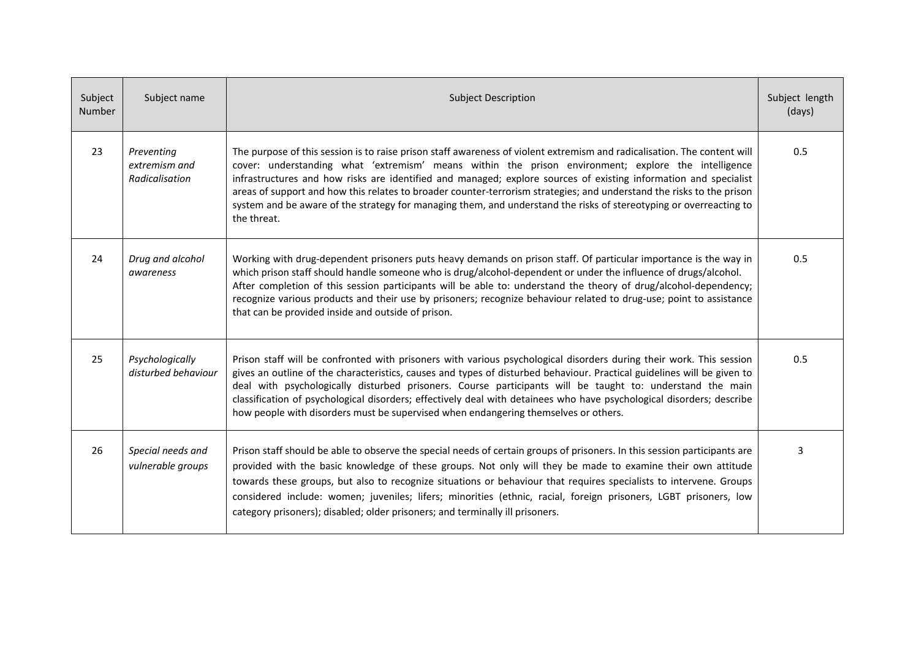| Subject Number | Subject name | Subject Description | Subject length (days) |
|---|---|---|---|
| 23 | *Preventing extremism and Radicalisation* | The purpose of this session is to raise prison staff awareness of violent extremism and radicalisation. The content will cover: understanding what 'extremism' means within the prison environment; explore the intelligence infrastructures and how risks are identified and managed; explore sources of existing information and specialist areas of support and how this relates to broader counter-terrorism strategies; and understand the risks to the prison system and be aware of the strategy for managing them, and understand the risks of stereotyping or overreacting to the threat. | 0.5 |
| 24 | *Drug and alcohol awareness* | Working with drug-dependent prisoners puts heavy demands on prison staff. Of particular importance is the way in which prison staff should handle someone who is drug/alcohol-dependent or under the influence of drugs/alcohol. After completion of this session participants will be able to: understand the theory of drug/alcohol-dependency; recognize various products and their use by prisoners; recognize behaviour related to drug-use; point to assistance that can be provided inside and outside of prison. | 0.5 |
| 25 | *Psychologically disturbed behaviour* | Prison staff will be confronted with prisoners with various psychological disorders during their work. This session gives an outline of the characteristics, causes and types of disturbed behaviour. Practical guidelines will be given to deal with psychologically disturbed prisoners. Course participants will be taught to: understand the main classification of psychological disorders; effectively deal with detainees who have psychological disorders; describe how people with disorders must be supervised when endangering themselves or others. | 0.5 |
| 26 | *Special needs and vulnerable groups* | Prison staff should be able to observe the special needs of certain groups of prisoners. In this session participants are provided with the basic knowledge of these groups. Not only will they be made to examine their own attitude towards these groups, but also to recognize situations or behaviour that requires specialists to intervene. Groups considered include: women; juveniles; lifers; minorities (ethnic, racial, foreign prisoners, LGBT prisoners, low category prisoners); disabled; older prisoners; and terminally ill prisoners. | 3 |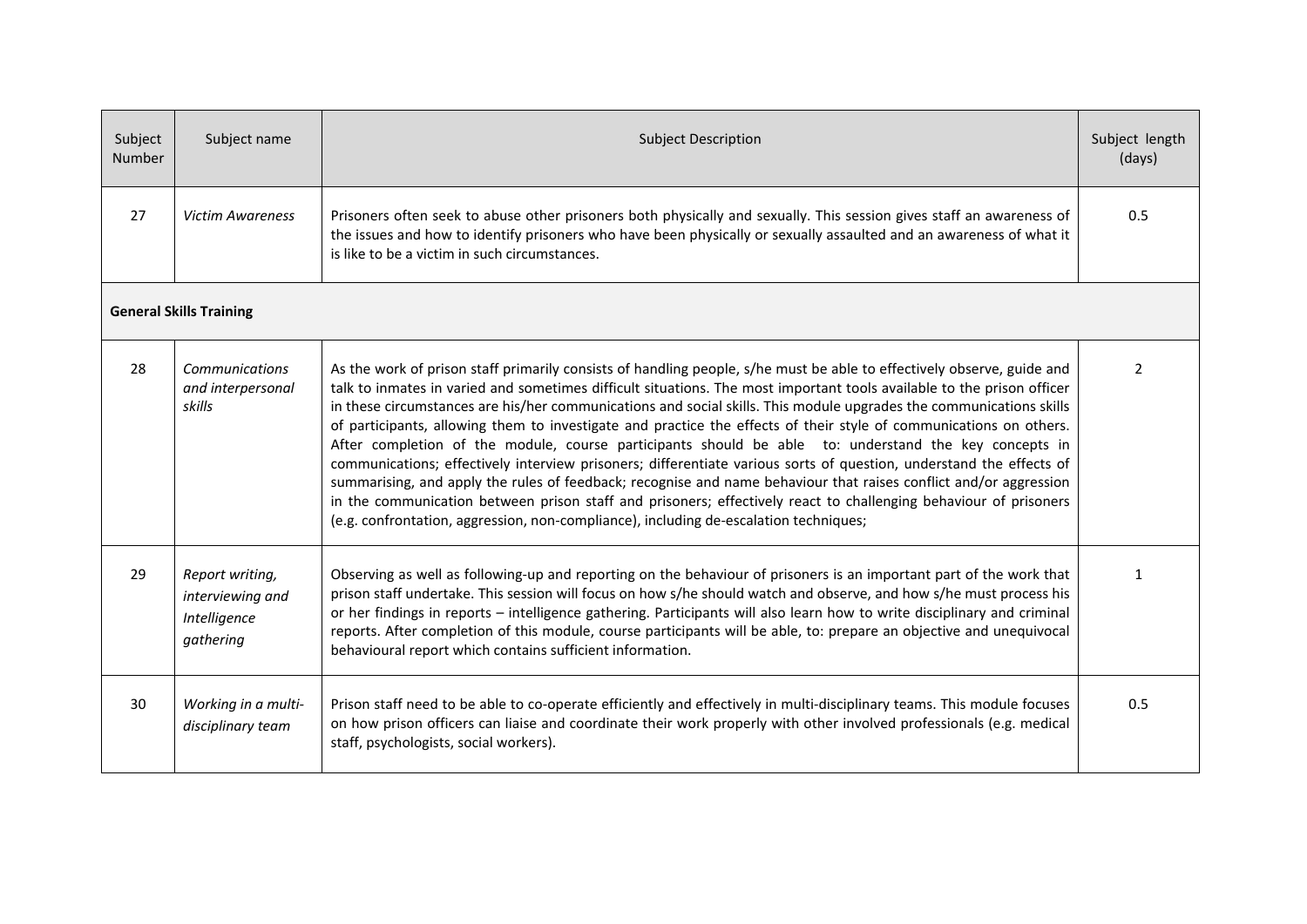| Subject Number | Subject name | Subject Description | Subject length (days) |
|---|---|---|---|
| 27 | *Victim Awareness* | Prisoners often seek to abuse other prisoners both physically and sexually. This session gives staff an awareness of the issues and how to identify prisoners who have been physically or sexually assaulted and an awareness of what it is like to be a victim in such circumstances. | 0.5 |
| **General Skills Training** | | | |
| 28 | *Communications and interpersonal skills* | As the work of prison staff primarily consists of handling people, s/he must be able to effectively observe, guide and talk to inmates in varied and sometimes difficult situations. The most important tools available to the prison officer in these circumstances are his/her communications and social skills. This module upgrades the communications skills of participants, allowing them to investigate and practice the effects of their style of communications on others. After completion of the module, course participants should be able to: understand the key concepts in communications; effectively interview prisoners; differentiate various sorts of question, understand the effects of summarising, and apply the rules of feedback; recognise and name behaviour that raises conflict and/or aggression in the communication between prison staff and prisoners; effectively react to challenging behaviour of prisoners (e.g. confrontation, aggression, non-compliance), including de-escalation techniques; | 2 |
| 29 | *Report writing, interviewing and Intelligence gathering* | Observing as well as following-up and reporting on the behaviour of prisoners is an important part of the work that prison staff undertake. This session will focus on how s/he should watch and observe, and how s/he must process his or her findings in reports – intelligence gathering. Participants will also learn how to write disciplinary and criminal reports. After completion of this module, course participants will be able, to: prepare an objective and unequivocal behavioural report which contains sufficient information. | 1 |
| 30 | *Working in a multi-disciplinary team* | Prison staff need to be able to co-operate efficiently and effectively in multi-disciplinary teams. This module focuses on how prison officers can liaise and coordinate their work properly with other involved professionals (e.g. medical staff, psychologists, social workers). | 0.5 |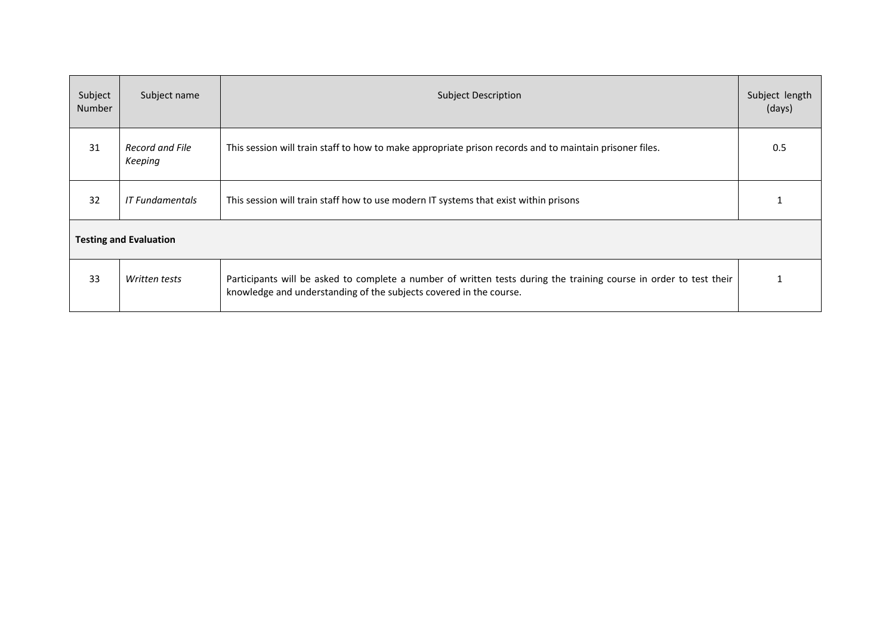| Subject Number | Subject name | Subject Description | Subject length (days) |
|---|---|---|---|
| 31 | *Record and File Keeping* | This session will train staff to how to make appropriate prison records and to maintain prisoner files. | 0.5 |
| 32 | *IT Fundamentals* | This session will train staff how to use modern IT systems that exist within prisons | 1 |
| **Testing and Evaluation** | | | |
| 33 | *Written tests* | Participants will be asked to complete a number of written tests during the training course in order to test their knowledge and understanding of the subjects covered in the course. | 1 |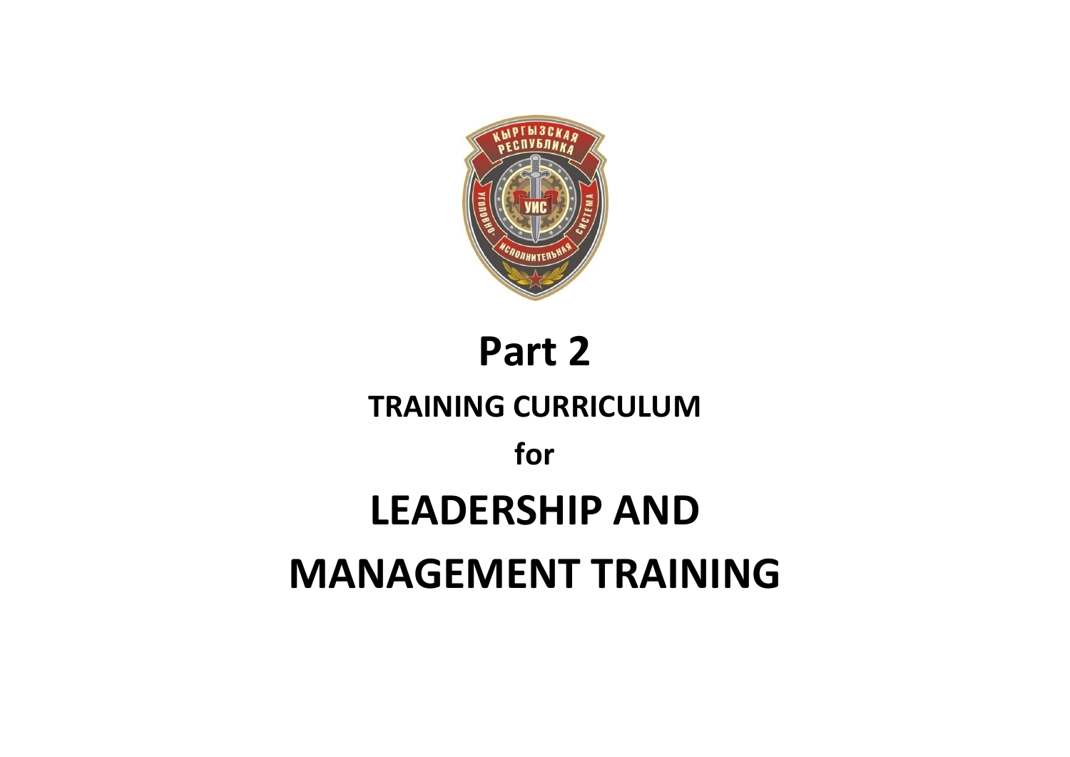# Part 2

## TRAINING CURRICULUM

## for

# LEADERSHIP AND MANAGEMENT TRAINING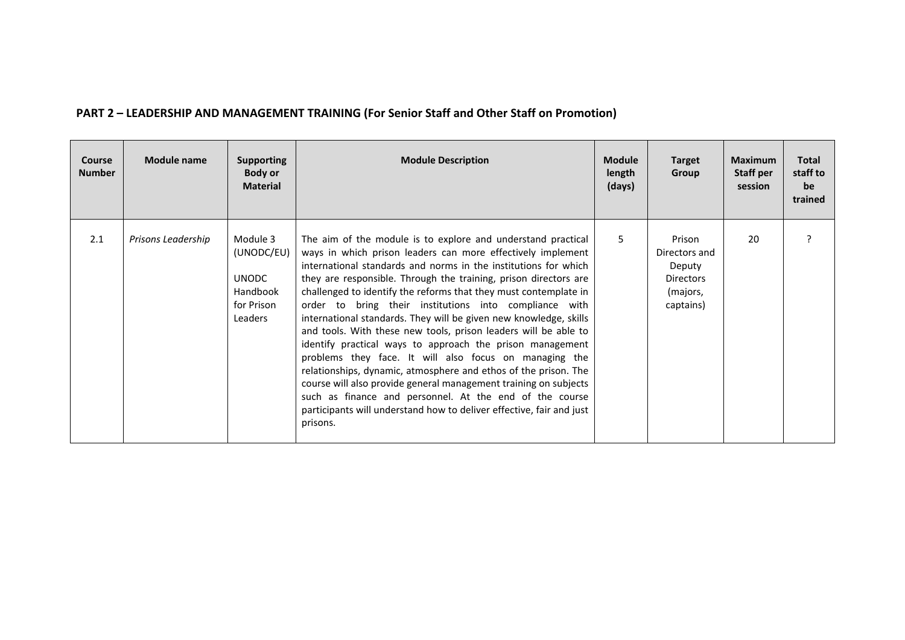## PART 2 – LEADERSHIP AND MANAGEMENT TRAINING (For Senior Staff and Other Staff on Promotion)

| Course Number | Module name | Supporting Body or Material | Module Description | Module length (days) | Target Group | Maximum Staff per session | Total staff to be trained |
|---|---|---|---|---|---|---|---|
| 2.1 | *Prisons Leadership* | Module 3 (UNODC/EU) UNODC Handbook for Prison Leaders | The aim of the module is to explore and understand practical ways in which prison leaders can more effectively implement international standards and norms in the institutions for which they are responsible. Through the training, prison directors are challenged to identify the reforms that they must contemplate in order to bring their institutions into compliance with international standards. They will be given new knowledge, skills and tools. With these new tools, prison leaders will be able to identify practical ways to approach the prison management problems they face. It will also focus on managing the relationships, dynamic, atmosphere and ethos of the prison. The course will also provide general management training on subjects such as finance and personnel. At the end of the course participants will understand how to deliver effective, fair and just prisons. | 5 | Prison Directors and Deputy Directors (majors, captains) | 20 | ? |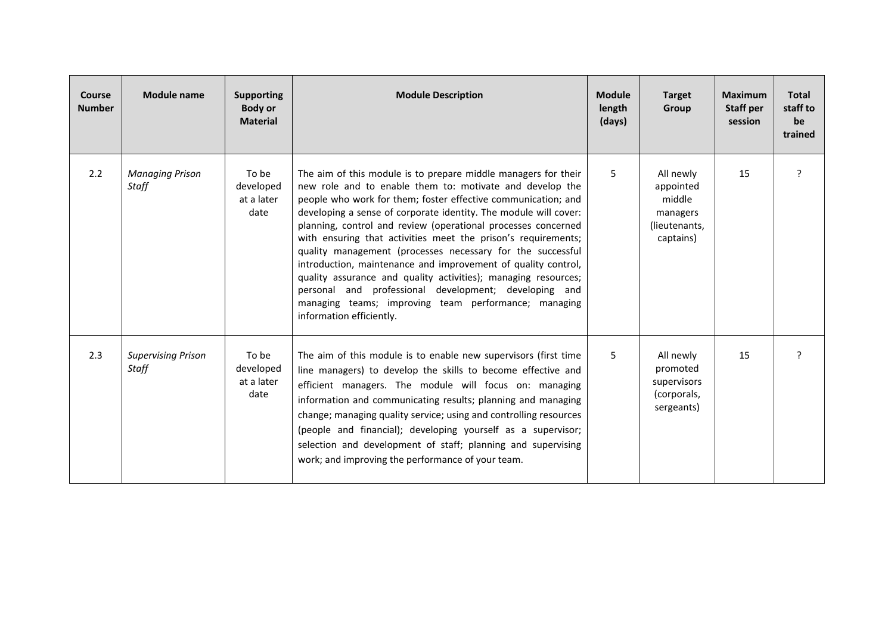| Course Number | Module name | Supporting Body or Material | Module Description | Module length (days) | Target Group | Maximum Staff per session | Total staff to be trained |
|---|---|---|---|---|---|---|---|
| 2.2 | *Managing Prison Staff* | To be developed at a later date | The aim of this module is to prepare middle managers for their new role and to enable them to: motivate and develop the people who work for them; foster effective communication; and developing a sense of corporate identity. The module will cover: planning, control and review (operational processes concerned with ensuring that activities meet the prison's requirements; quality management (processes necessary for the successful introduction, maintenance and improvement of quality control, quality assurance and quality activities); managing resources; personal and professional development; developing and managing teams; improving team performance; managing information efficiently. | 5 | All newly appointed middle managers (lieutenants, captains) | 15 | ? |
| 2.3 | *Supervising Prison Staff* | To be developed at a later date | The aim of this module is to enable new supervisors (first time line managers) to develop the skills to become effective and efficient managers. The module will focus on: managing information and communicating results; planning and managing change; managing quality service; using and controlling resources (people and financial); developing yourself as a supervisor; selection and development of staff; planning and supervising work; and improving the performance of your team. | 5 | All newly promoted supervisors (corporals, sergeants) | 15 | ? |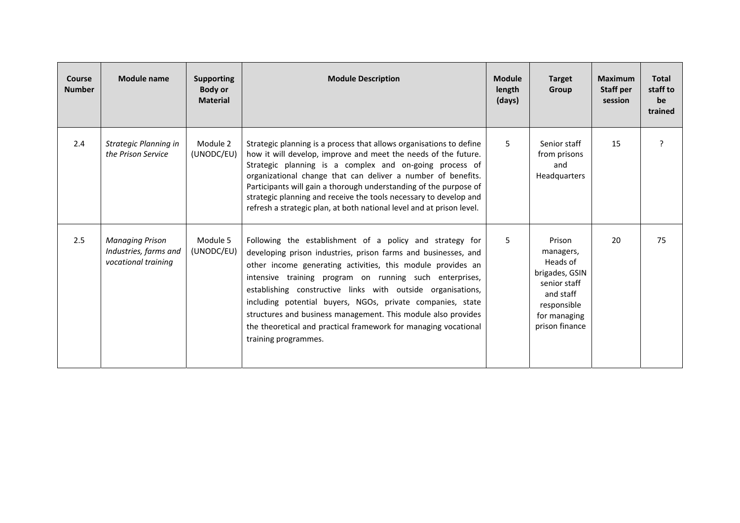| Course Number | Module name | Supporting Body or Material | Module Description | Module length (days) | Target Group | Maximum Staff per session | Total staff to be trained |
|---|---|---|---|---|---|---|---|
| 2.4 | *Strategic Planning in the Prison Service* | Module 2 (UNODC/EU) | Strategic planning is a process that allows organisations to define how it will develop, improve and meet the needs of the future. Strategic planning is a complex and on-going process of organizational change that can deliver a number of benefits. Participants will gain a thorough understanding of the purpose of strategic planning and receive the tools necessary to develop and refresh a strategic plan, at both national level and at prison level. | 5 | Senior staff from prisons and Headquarters | 15 | ? |
| 2.5 | *Managing Prison Industries, farms and vocational training* | Module 5 (UNODC/EU) | Following the establishment of a policy and strategy for developing prison industries, prison farms and businesses, and other income generating activities, this module provides an intensive training program on running such enterprises, establishing constructive links with outside organisations, including potential buyers, NGOs, private companies, state structures and business management. This module also provides the theoretical and practical framework for managing vocational training programmes. | 5 | Prison managers, Heads of brigades, GSIN senior staff and staff responsible for managing prison finance | 20 | 75 |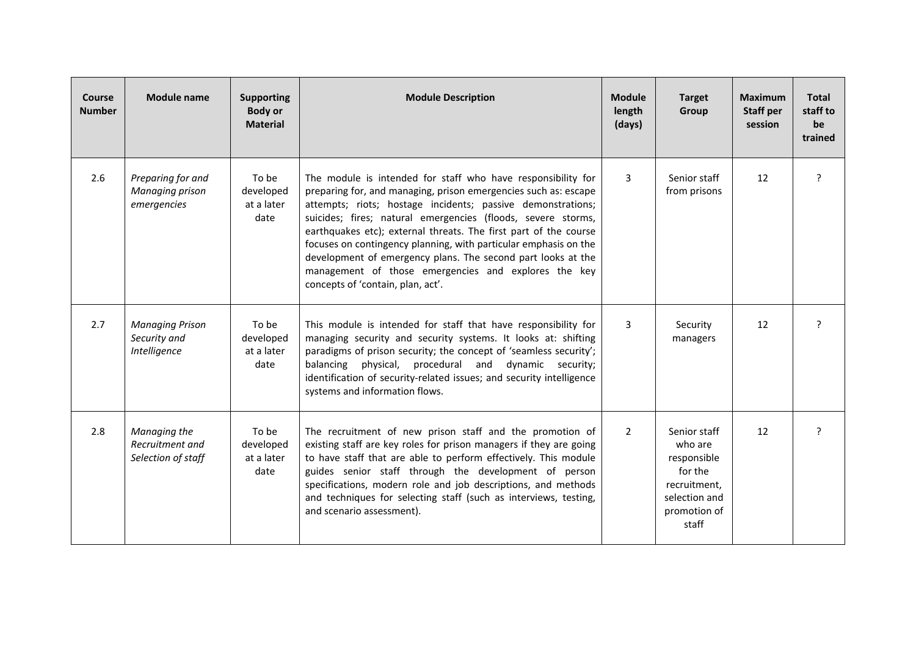| Course Number | Module name | Supporting Body or Material | Module Description | Module length (days) | Target Group | Maximum Staff per session | Total staff to be trained |
|---|---|---|---|---|---|---|---|
| 2.6 | *Preparing for and Managing prison emergencies* | To be developed at a later date | The module is intended for staff who have responsibility for preparing for, and managing, prison emergencies such as: escape attempts; riots; hostage incidents; passive demonstrations; suicides; fires; natural emergencies (floods, severe storms, earthquakes etc); external threats. The first part of the course focuses on contingency planning, with particular emphasis on the development of emergency plans. The second part looks at the management of those emergencies and explores the key concepts of 'contain, plan, act'. | 3 | Senior staff from prisons | 12 | ? |
| 2.7 | *Managing Prison Security and Intelligence* | To be developed at a later date | This module is intended for staff that have responsibility for managing security and security systems. It looks at: shifting paradigms of prison security; the concept of 'seamless security'; balancing physical, procedural and dynamic security; identification of security-related issues; and security intelligence systems and information flows. | 3 | Security managers | 12 | ? |
| 2.8 | *Managing the Recruitment and Selection of staff* | To be developed at a later date | The recruitment of new prison staff and the promotion of existing staff are key roles for prison managers if they are going to have staff that are able to perform effectively. This module guides senior staff through the development of person specifications, modern role and job descriptions, and methods and techniques for selecting staff (such as interviews, testing, and scenario assessment). | 2 | Senior staff who are responsible for the recruitment, selection and promotion of staff | 12 | ? |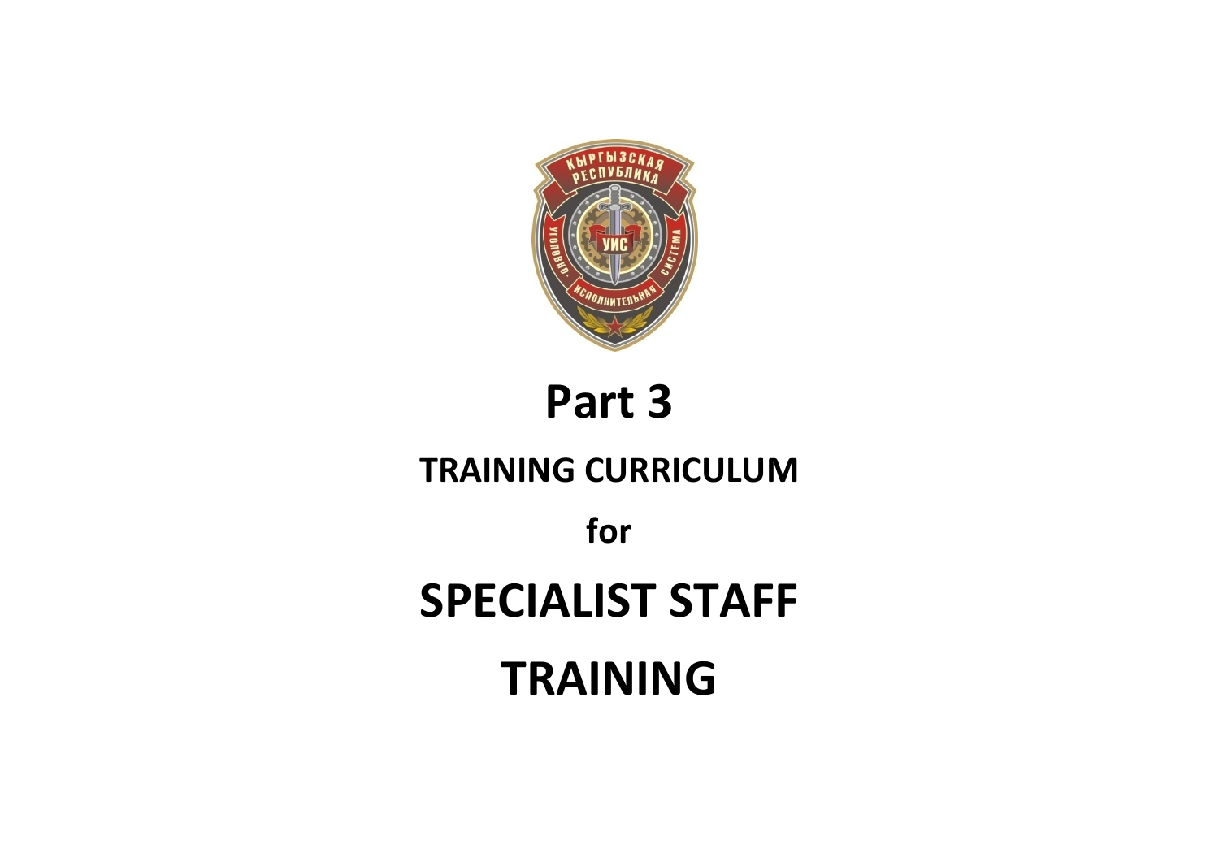# Part 3

## TRAINING CURRICULUM

**for**

# SPECIALIST STAFF TRAINING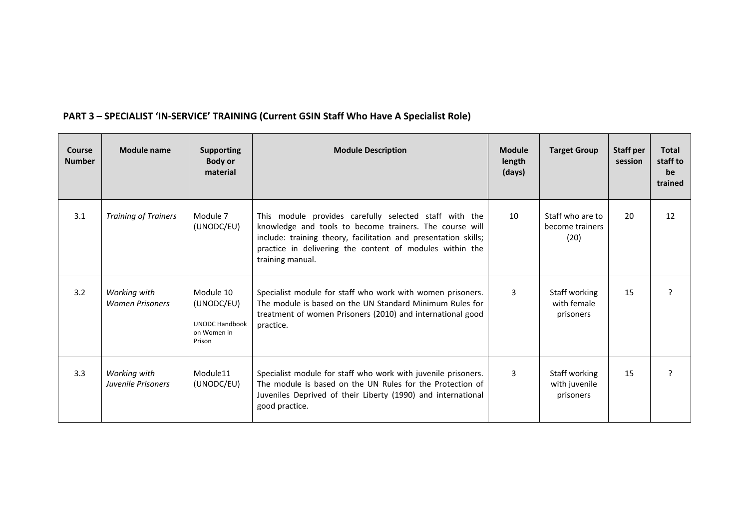**PART 3 – SPECIALIST 'IN-SERVICE' TRAINING (Current GSIN Staff Who Have A Specialist Role)**

| Course Number | Module name | Supporting Body or material | Module Description | Module length (days) | Target Group | Staff per session | Total staff to be trained |
|---|---|---|---|---|---|---|---|
| 3.1 | *Training of Trainers* | Module 7 (UNODC/EU) | This module provides carefully selected staff with the knowledge and tools to become trainers. The course will include: training theory, facilitation and presentation skills; practice in delivering the content of modules within the training manual. | 10 | Staff who are to become trainers (20) | 20 | 12 |
| 3.2 | *Working with Women Prisoners* | Module 10 (UNODC/EU)<br><br>UNODC Handbook on Women in Prison | Specialist module for staff who work with women prisoners. The module is based on the UN Standard Minimum Rules for treatment of women Prisoners (2010) and international good practice. | 3 | Staff working with female prisoners | 15 | ? |
| 3.3 | *Working with Juvenile Prisoners* | Module11 (UNODC/EU) | Specialist module for staff who work with juvenile prisoners. The module is based on the UN Rules for the Protection of Juveniles Deprived of their Liberty (1990) and international good practice. | 3 | Staff working with juvenile prisoners | 15 | ? |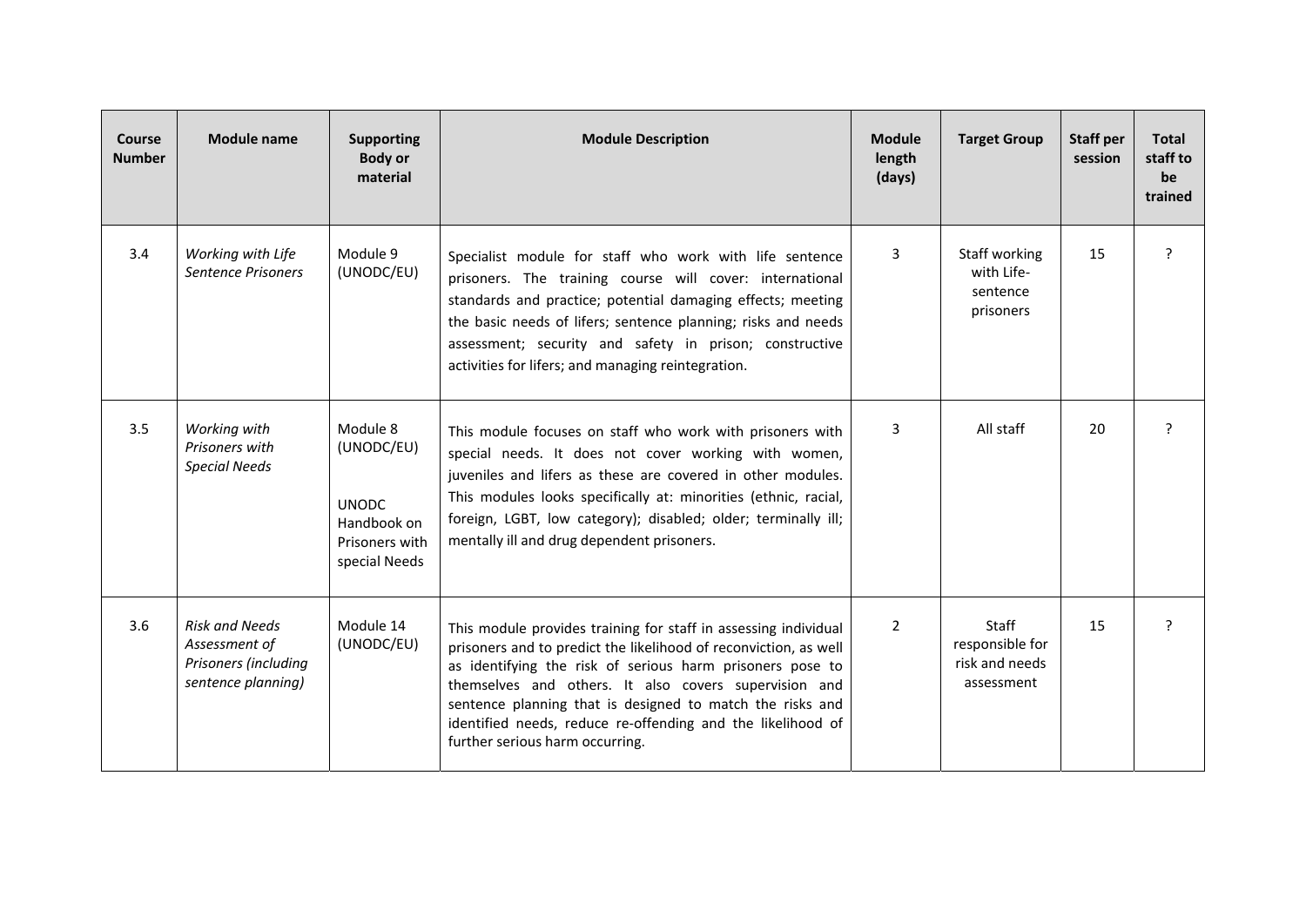| Course Number | Module name | Supporting Body or material | Module Description | Module length (days) | Target Group | Staff per session | Total staff to be trained |
|---|---|---|---|---|---|---|---|
| 3.4 | *Working with Life Sentence Prisoners* | Module 9 (UNODC/EU) | Specialist module for staff who work with life sentence prisoners. The training course will cover: international standards and practice; potential damaging effects; meeting the basic needs of lifers; sentence planning; risks and needs assessment; security and safety in prison; constructive activities for lifers; and managing reintegration. | 3 | Staff working with Life-sentence prisoners | 15 | ? |
| 3.5 | *Working with Prisoners with Special Needs* | Module 8 (UNODC/EU)<br><br>UNODC Handbook on Prisoners with special Needs | This module focuses on staff who work with prisoners with special needs. It does not cover working with women, juveniles and lifers as these are covered in other modules. This modules looks specifically at: minorities (ethnic, racial, foreign, LGBT, low category); disabled; older; terminally ill; mentally ill and drug dependent prisoners. | 3 | All staff | 20 | ? |
| 3.6 | *Risk and Needs Assessment of Prisoners (including sentence planning)* | Module 14 (UNODC/EU) | This module provides training for staff in assessing individual prisoners and to predict the likelihood of reconviction, as well as identifying the risk of serious harm prisoners pose to themselves and others. It also covers supervision and sentence planning that is designed to match the risks and identified needs, reduce re-offending and the likelihood of further serious harm occurring. | 2 | Staff responsible for risk and needs assessment | 15 | ? |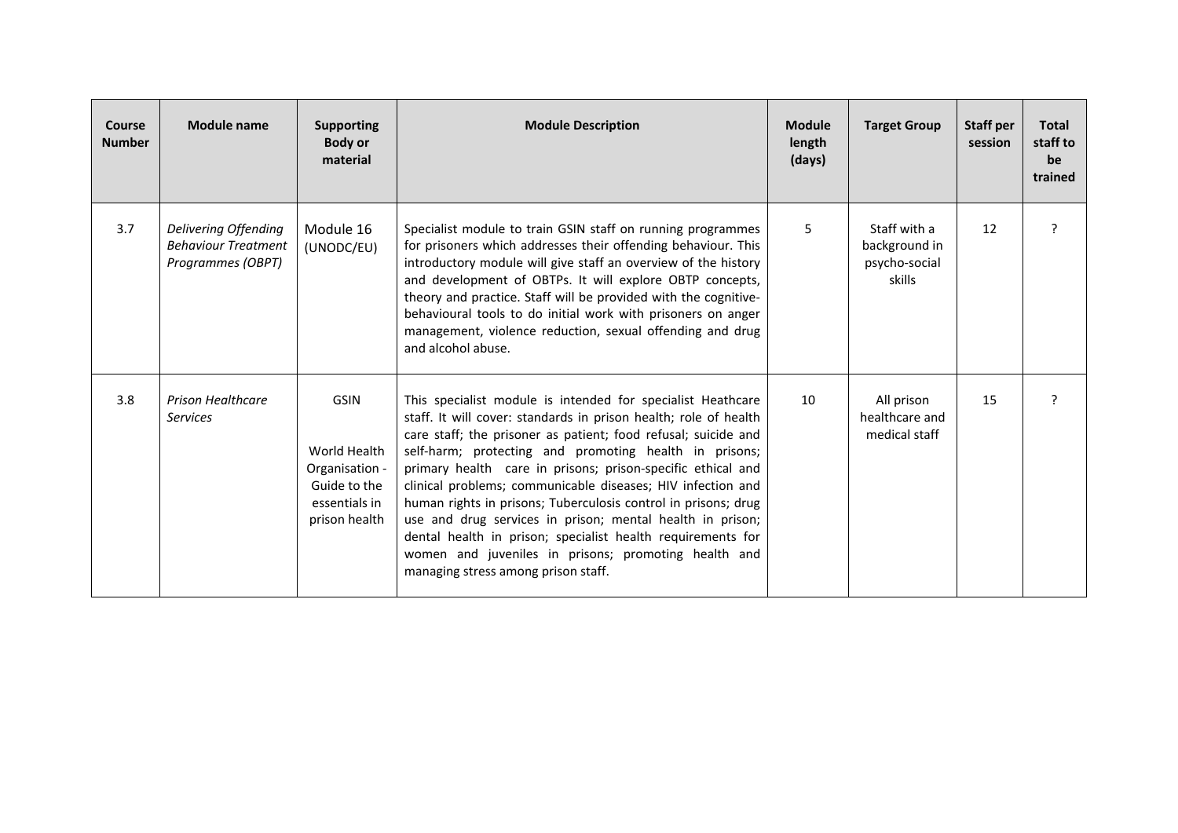| Course Number | Module name | Supporting Body or material | Module Description | Module length (days) | Target Group | Staff per session | Total staff to be trained |
|---|---|---|---|---|---|---|---|
| 3.7 | *Delivering Offending Behaviour Treatment Programmes (OBPT)* | Module 16 (UNODC/EU) | Specialist module to train GSIN staff on running programmes for prisoners which addresses their offending behaviour. This introductory module will give staff an overview of the history and development of OBTPs. It will explore OBTP concepts, theory and practice. Staff will be provided with the cognitive-behavioural tools to do initial work with prisoners on anger management, violence reduction, sexual offending and drug and alcohol abuse. | 5 | Staff with a background in psycho-social skills | 12 | ? |
| 3.8 | *Prison Healthcare Services* | GSIN<br><br>World Health Organisation - Guide to the essentials in prison health | This specialist module is intended for specialist Heathcare staff. It will cover: standards in prison health; role of health care staff; the prisoner as patient; food refusal; suicide and self-harm; protecting and promoting health in prisons; primary health care in prisons; prison-specific ethical and clinical problems; communicable diseases; HIV infection and human rights in prisons; Tuberculosis control in prisons; drug use and drug services in prison; mental health in prison; dental health in prison; specialist health requirements for women and juveniles in prisons; promoting health and managing stress among prison staff. | 10 | All prison healthcare and medical staff | 15 | ? |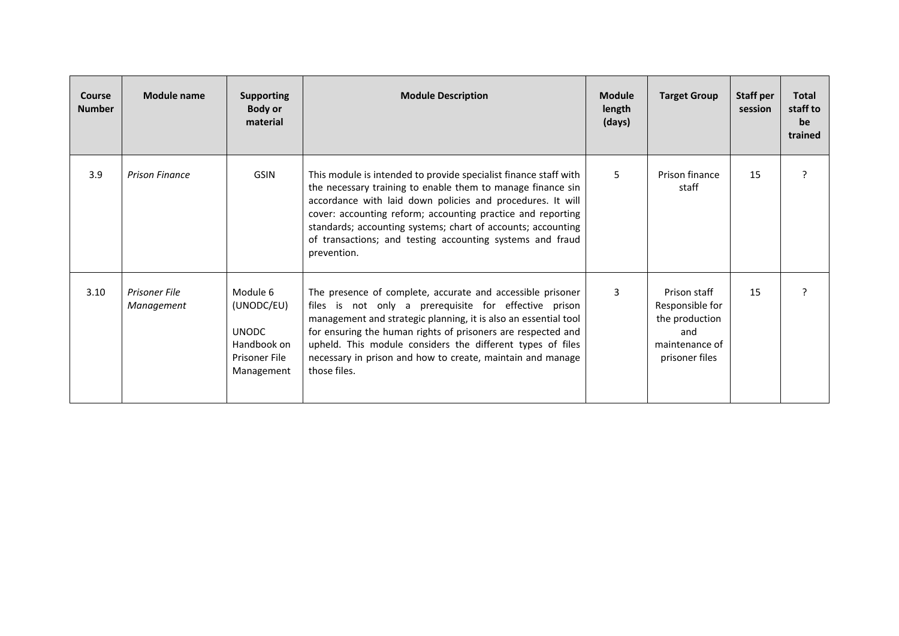| Course Number | Module name | Supporting Body or material | Module Description | Module length (days) | Target Group | Staff per session | Total staff to be trained |
|---|---|---|---|---|---|---|---|
| 3.9 | *Prison Finance* | GSIN | This module is intended to provide specialist finance staff with the necessary training to enable them to manage finance sin accordance with laid down policies and procedures. It will cover: accounting reform; accounting practice and reporting standards; accounting systems; chart of accounts; accounting of transactions; and testing accounting systems and fraud prevention. | 5 | Prison finance staff | 15 | ? |
| 3.10 | *Prisoner File Management* | Module 6 (UNODC/EU) UNODC Handbook on Prisoner File Management | The presence of complete, accurate and accessible prisoner files is not only a prerequisite for effective prison management and strategic planning, it is also an essential tool for ensuring the human rights of prisoners are respected and upheld. This module considers the different types of files necessary in prison and how to create, maintain and manage those files. | 3 | Prison staff Responsible for the production and maintenance of prisoner files | 15 | ? |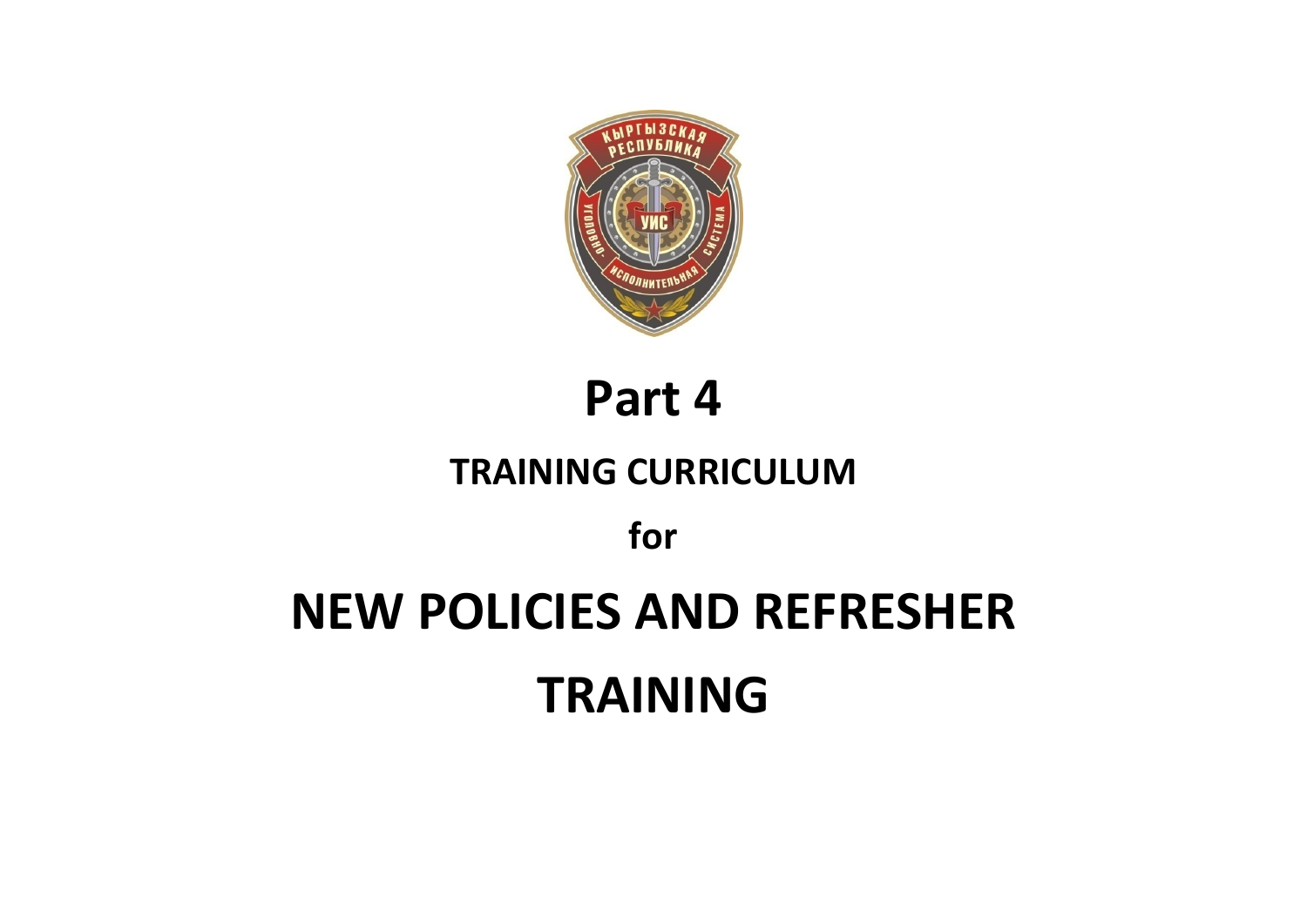# Part 4

## TRAINING CURRICULUM

**for**

# NEW POLICIES AND REFRESHER TRAINING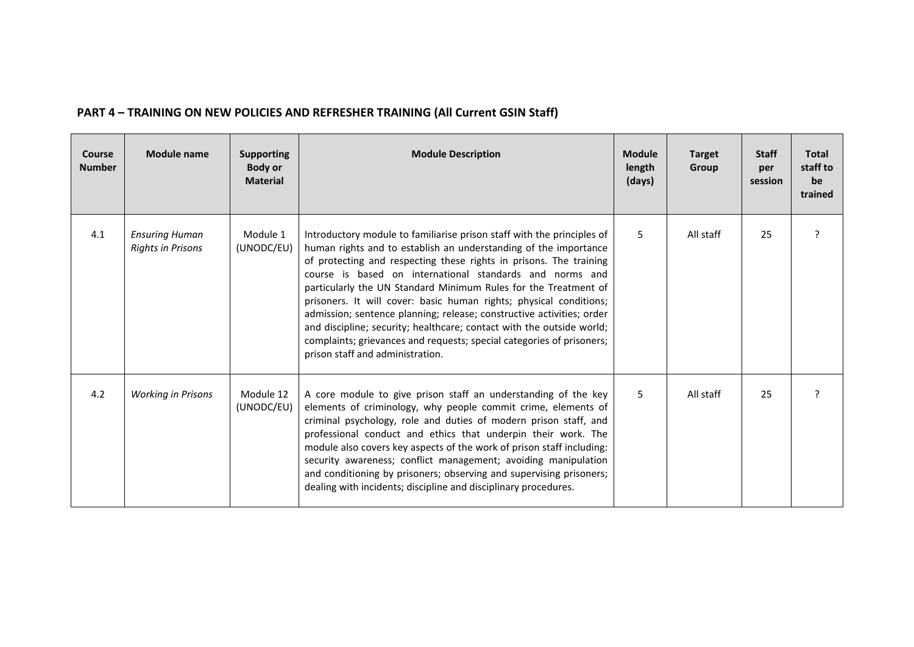## PART 4 – TRAINING ON NEW POLICIES AND REFRESHER TRAINING (All Current GSIN Staff)

| Course Number | Module name | Supporting Body or Material | Module Description | Module length (days) | Target Group | Staff per session | Total staff to be trained |
|---|---|---|---|---|---|---|---|
| 4.1 | *Ensuring Human Rights in Prisons* | Module 1 (UNODC/EU) | Introductory module to familiarise prison staff with the principles of human rights and to establish an understanding of the importance of protecting and respecting these rights in prisons. The training course is based on international standards and norms and particularly the UN Standard Minimum Rules for the Treatment of prisoners. It will cover: basic human rights; physical conditions; admission; sentence planning; release; constructive activities; order and discipline; security; healthcare; contact with the outside world; complaints; grievances and requests; special categories of prisoners; prison staff and administration. | 5 | All staff | 25 | ? |
| 4.2 | *Working in Prisons* | Module 12 (UNODC/EU) | A core module to give prison staff an understanding of the key elements of criminology, why people commit crime, elements of criminal psychology, role and duties of modern prison staff, and professional conduct and ethics that underpin their work. The module also covers key aspects of the work of prison staff including: security awareness; conflict management; avoiding manipulation and conditioning by prisoners; observing and supervising prisoners; dealing with incidents; discipline and disciplinary procedures. | 5 | All staff | 25 | ? |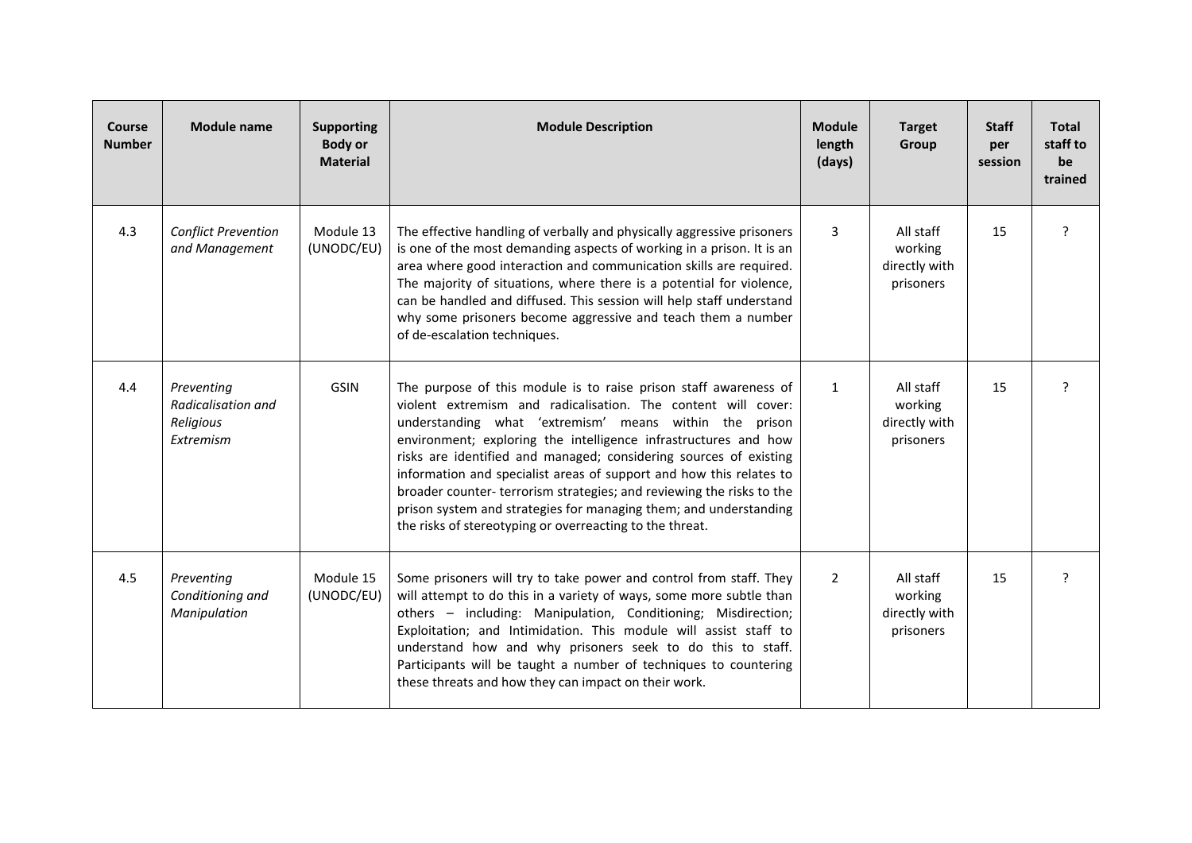| Course Number | Module name | Supporting Body or Material | Module Description | Module length (days) | Target Group | Staff per session | Total staff to be trained |
|---|---|---|---|---|---|---|---|
| 4.3 | *Conflict Prevention and Management* | Module 13 (UNODC/EU) | The effective handling of verbally and physically aggressive prisoners is one of the most demanding aspects of working in a prison. It is an area where good interaction and communication skills are required. The majority of situations, where there is a potential for violence, can be handled and diffused. This session will help staff understand why some prisoners become aggressive and teach them a number of de-escalation techniques. | 3 | All staff working directly with prisoners | 15 | ? |
| 4.4 | *Preventing Radicalisation and Religious Extremism* | GSIN | The purpose of this module is to raise prison staff awareness of violent extremism and radicalisation. The content will cover: understanding what 'extremism' means within the prison environment; exploring the intelligence infrastructures and how risks are identified and managed; considering sources of existing information and specialist areas of support and how this relates to broader counter- terrorism strategies; and reviewing the risks to the prison system and strategies for managing them; and understanding the risks of stereotyping or overreacting to the threat. | 1 | All staff working directly with prisoners | 15 | ? |
| 4.5 | *Preventing Conditioning and Manipulation* | Module 15 (UNODC/EU) | Some prisoners will try to take power and control from staff. They will attempt to do this in a variety of ways, some more subtle than others – including: Manipulation, Conditioning; Misdirection; Exploitation; and Intimidation. This module will assist staff to understand how and why prisoners seek to do this to staff. Participants will be taught a number of techniques to countering these threats and how they can impact on their work. | 2 | All staff working directly with prisoners | 15 | ? |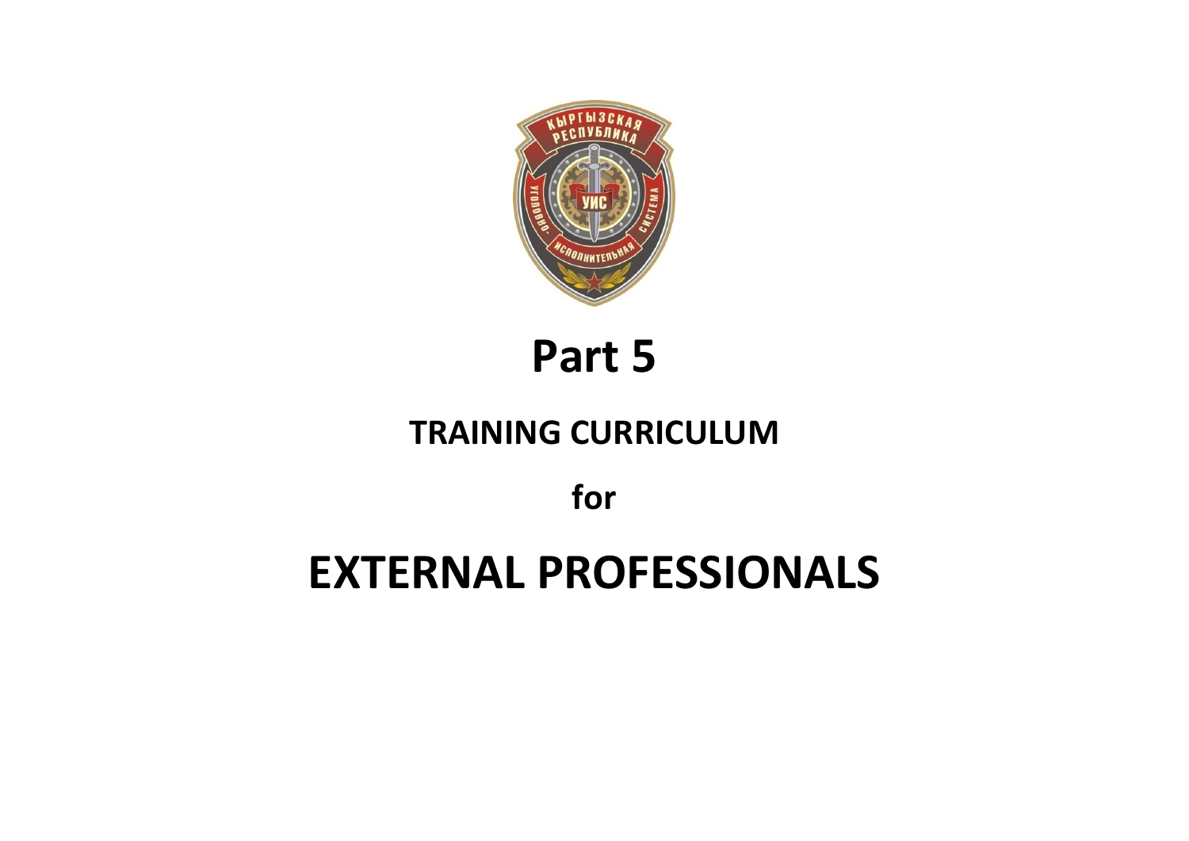# Part 5

## TRAINING CURRICULUM

## for

# EXTERNAL PROFESSIONALS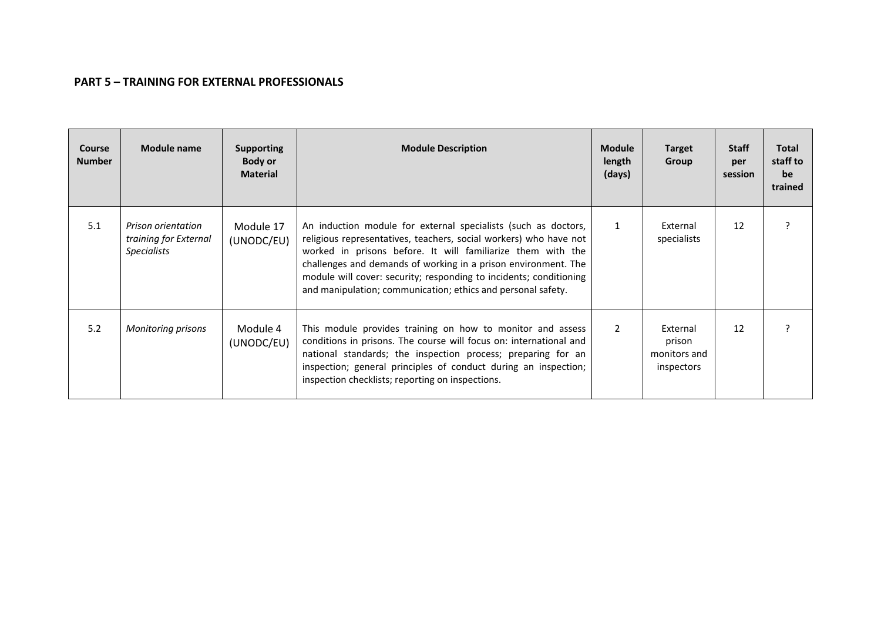**PART 5 – TRAINING FOR EXTERNAL PROFESSIONALS**

| Course Number | Module name | Supporting Body or Material | Module Description | Module length (days) | Target Group | Staff per session | Total staff to be trained |
|---|---|---|---|---|---|---|---|
| 5.1 | *Prison orientation training for External Specialists* | Module 17 (UNODC/EU) | An induction module for external specialists (such as doctors, religious representatives, teachers, social workers) who have not worked in prisons before. It will familiarize them with the challenges and demands of working in a prison environment. The module will cover: security; responding to incidents; conditioning and manipulation; communication; ethics and personal safety. | 1 | External specialists | 12 | ? |
| 5.2 | *Monitoring prisons* | Module 4 (UNODC/EU) | This module provides training on how to monitor and assess conditions in prisons. The course will focus on: international and national standards; the inspection process; preparing for an inspection; general principles of conduct during an inspection; inspection checklists; reporting on inspections. | 2 | External prison monitors and inspectors | 12 | ? |